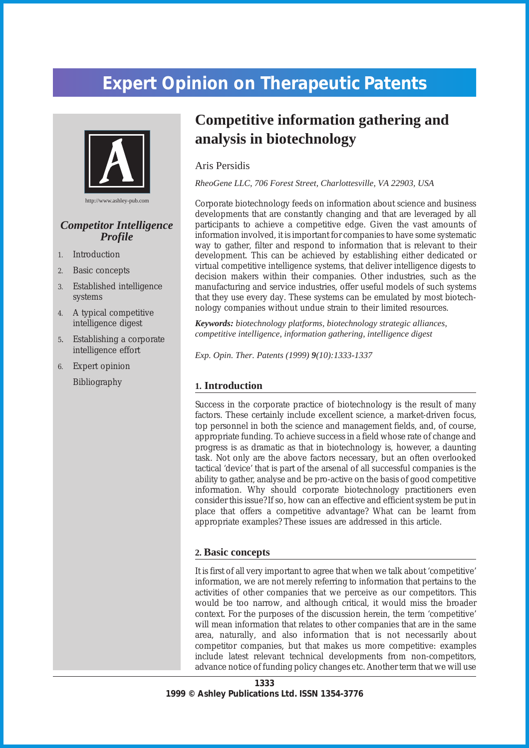# Competitive information gathering and analysis in biotechnology

Aris Persidis

*RheoGene LLC, 706 Forest Street, Charlottesville, VA 22903, USA*

Corporate biotechnology feeds on information about science and business developments that are constantly changing and that are leveraged by all participants to achieve a competitive edge. Given the vast amounts of information involved, it is important for companies to have some systematic way to gather, filter and respond to information that is relevant to their development. This can be achieved by establishing either dedicated or virtual competitive intelligence systems, that deliver intelligence digests to decision makers within their companies. Other industries, such as the manufacturing and service industries, offer useful models of such systems that they use every day. These systems can be emulated by most biotechnology companies without undue strain to their limited resources.

***Keywords:*** *biotechnology platforms, biotechnology strategic alliances, competitive intelligence, information gathering, intelligence digest*

*Exp. Opin. Ther. Patents (1999)* ***9****(10):1333-1337*

### *Competitor Intelligence Profile*

1. Introduction
2. Basic concepts
3. Established intelligence systems
4. A typical competitive intelligence digest
5. Establishing a corporate intelligence effort
6. Expert opinion

Bibliography

## 1. Introduction

Success in the corporate practice of biotechnology is the result of many factors. These certainly include excellent science, a market-driven focus, top personnel in both the science and management fields, and, of course, appropriate funding. To achieve success in a field whose rate of change and progress is as dramatic as that in biotechnology is, however, a daunting task. Not only are the above factors necessary, but an often overlooked tactical 'device' that is part of the arsenal of all successful companies is the ability to gather, analyse and be pro-active on the basis of good competitive information. Why should corporate biotechnology practitioners even consider this issue? If so, how can an effective and efficient system be put in place that offers a competitive advantage? What can be learnt from appropriate examples? These issues are addressed in this article.

## 2. Basic concepts

It is first of all very important to agree that when we talk about 'competitive' information, we are not merely referring to information that pertains to the activities of other companies that we perceive as our competitors. This would be too narrow, and although critical, it would miss the broader context. For the purposes of the discussion herein, the term 'competitive' will mean information that relates to other companies that are in the same area, naturally, and also information that is not necessarily about competitor companies, but that makes us more competitive: examples include latest relevant technical developments from non-competitors, advance notice of funding policy changes etc. Another term that we will use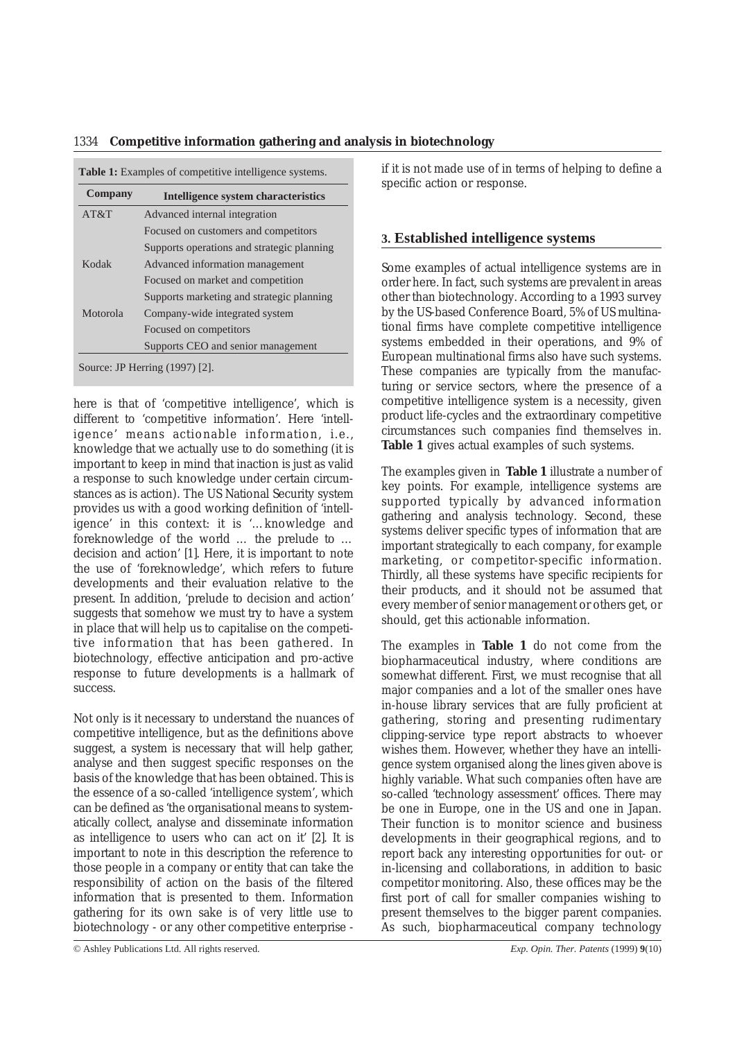**Table 1:** Examples of competitive intelligence systems.

| Company | Intelligence system characteristics |
| --- | --- |
| AT&T | Advanced internal integration |
| | Focused on customers and competitors |
| | Supports operations and strategic planning |
| Kodak | Advanced information management |
| | Focused on market and competition |
| | Supports marketing and strategic planning |
| Motorola | Company-wide integrated system |
| | Focused on competitors |
| | Supports CEO and senior management |

Source: JP Herring (1997) [2].

here is that of 'competitive intelligence', which is different to 'competitive information'. Here 'intelligence' means actionable information, i.e., knowledge that we actually use to do something (it is important to keep in mind that inaction is just as valid a response to such knowledge under certain circumstances as is action). The US National Security system provides us with a good working definition of 'intelligence' in this context: it is '…knowledge and foreknowledge of the world … the prelude to … decision and action' [1]. Here, it is important to note the use of 'foreknowledge', which refers to future developments and their evaluation relative to the present. In addition, 'prelude to decision and action' suggests that somehow we must try to have a system in place that will help us to capitalise on the competitive information that has been gathered. In biotechnology, effective anticipation and pro-active response to future developments is a hallmark of success.

Not only is it necessary to understand the nuances of competitive intelligence, but as the definitions above suggest, a system is necessary that will help gather, analyse and then suggest specific responses on the basis of the knowledge that has been obtained. This is the essence of a so-called 'intelligence system', which can be defined as 'the organisational means to systematically collect, analyse and disseminate information as intelligence to users who can act on it' [2]. It is important to note in this description the reference to those people in a company or entity that can take the responsibility of action on the basis of the filtered information that is presented to them. Information gathering for its own sake is of very little use to biotechnology - or any other competitive enterprise - if it is not made use of in terms of helping to define a specific action or response.

## 3. Established intelligence systems

Some examples of actual intelligence systems are in order here. In fact, such systems are prevalent in areas other than biotechnology. According to a 1993 survey by the US-based Conference Board, 5% of US multinational firms have complete competitive intelligence systems embedded in their operations, and 9% of European multinational firms also have such systems. These companies are typically from the manufacturing or service sectors, where the presence of a competitive intelligence system is a necessity, given product life-cycles and the extraordinary competitive circumstances such companies find themselves in. **Table 1** gives actual examples of such systems.

The examples given in **Table 1** illustrate a number of key points. For example, intelligence systems are supported typically by advanced information gathering and analysis technology. Second, these systems deliver specific types of information that are important strategically to each company, for example marketing, or competitor-specific information. Thirdly, all these systems have specific recipients for their products, and it should not be assumed that every member of senior management or others get, or should, get this actionable information.

The examples in **Table 1** do not come from the biopharmaceutical industry, where conditions are somewhat different. First, we must recognise that all major companies and a lot of the smaller ones have in-house library services that are fully proficient at gathering, storing and presenting rudimentary clipping-service type report abstracts to whoever wishes them. However, whether they have an intelligence system organised along the lines given above is highly variable. What such companies often have are so-called 'technology assessment' offices. There may be one in Europe, one in the US and one in Japan. Their function is to monitor science and business developments in their geographical regions, and to report back any interesting opportunities for out- or in-licensing and collaborations, in addition to basic competitor monitoring. Also, these offices may be the first port of call for smaller companies wishing to present themselves to the bigger parent companies. As such, biopharmaceutical company technology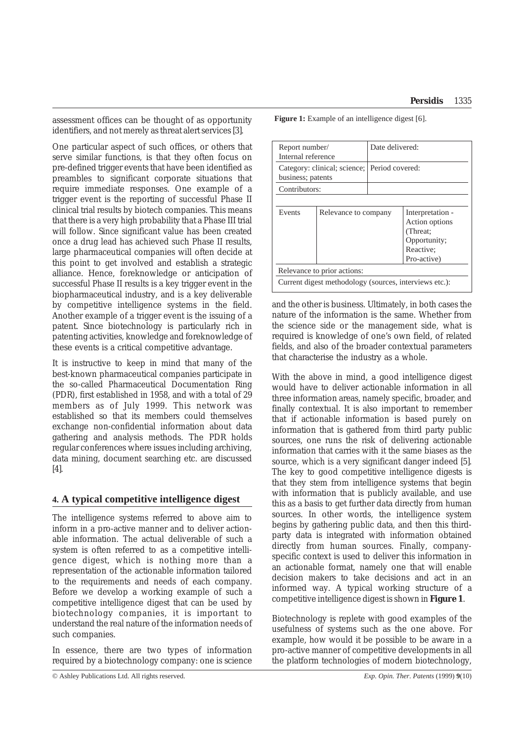assessment offices can be thought of as opportunity identifiers, and not merely as threat alert services [3].

One particular aspect of such offices, or others that serve similar functions, is that they often focus on pre-defined trigger events that have been identified as preambles to significant corporate situations that require immediate responses. One example of a trigger event is the reporting of successful Phase II clinical trial results by biotech companies. This means that there is a very high probability that a Phase III trial will follow. Since significant value has been created once a drug lead has achieved such Phase II results, large pharmaceutical companies will often decide at this point to get involved and establish a strategic alliance. Hence, foreknowledge or anticipation of successful Phase II results is a key trigger event in the biopharmaceutical industry, and is a key deliverable by competitive intelligence systems in the field. Another example of a trigger event is the issuing of a patent. Since biotechnology is particularly rich in patenting activities, knowledge and foreknowledge of these events is a critical competitive advantage.

It is instructive to keep in mind that many of the best-known pharmaceutical companies participate in the so-called Pharmaceutical Documentation Ring (PDR), first established in 1958, and with a total of 29 members as of July 1999. This network was established so that its members could themselves exchange non-confidential information about data gathering and analysis methods. The PDR holds regular conferences where issues including archiving, data mining, document searching etc. are discussed [4].

## 4. A typical competitive intelligence digest

The intelligence systems referred to above aim to inform in a pro-active manner and to deliver actionable information. The actual deliverable of such a system is often referred to as a competitive intelligence digest, which is nothing more than a representation of the actionable information tailored to the requirements and needs of each company. Before we develop a working example of such a competitive intelligence digest that can be used by biotechnology companies, it is important to understand the real nature of the information needs of such companies.

In essence, there are two types of information required by a biotechnology company: one is science and the other is business. Ultimately, in both cases the nature of the information is the same. Whether from the science side or the management side, what is required is knowledge of one's own field, of related fields, and also of the broader contextual parameters that characterise the industry as a whole.

With the above in mind, a good intelligence digest would have to deliver actionable information in all three information areas, namely specific, broader, and finally contextual. It is also important to remember that if actionable information is based purely on information that is gathered from third party public sources, one runs the risk of delivering actionable information that carries with it the same biases as the source, which is a very significant danger indeed [5]. The key to good competitive intelligence digests is that they stem from intelligence systems that begin with information that is publicly available, and use this as a basis to get further data directly from human sources. In other words, the intelligence system begins by gathering public data, and then this third-party data is integrated with information obtained directly from human sources. Finally, company-specific context is used to deliver this information in an actionable format, namely one that will enable decision makers to take decisions and act in an informed way. A typical working structure of a competitive intelligence digest is shown in **Figure 1**.

**Figure 1:** Example of an intelligence digest [6].

| | | |
|---|---|---|
| Report number/ Internal reference | Date delivered: | |
| Category: clinical; science; business; patents | Period covered: | |
| Contributors: | | |

| Events | Relevance to company | Interpretation - Action options (Threat; Opportunity; Reactive; Pro-active) |
|---|---|---|
| | | |
| Relevance to prior actions: | | |
| Current digest methodology (sources, interviews etc.): | | |

Biotechnology is replete with good examples of the usefulness of systems such as the one above. For example, how would it be possible to be aware in a pro-active manner of competitive developments in all the platform technologies of modern biotechnology,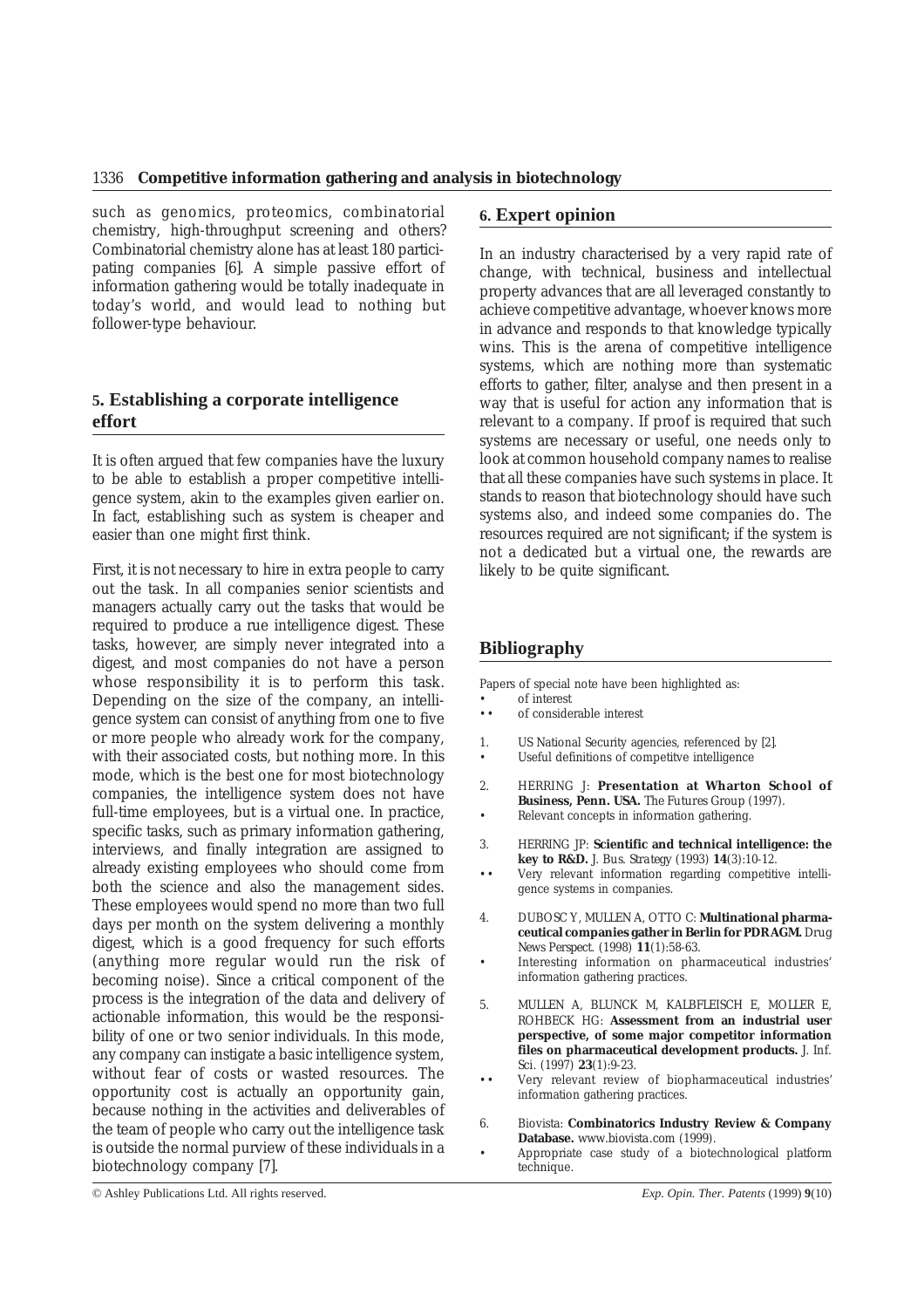such as genomics, proteomics, combinatorial chemistry, high-throughput screening and others? Combinatorial chemistry alone has at least 180 participating companies [6]. A simple passive effort of information gathering would be totally inadequate in today's world, and would lead to nothing but follower-type behaviour.

## 5. Establishing a corporate intelligence effort

It is often argued that few companies have the luxury to be able to establish a proper competitive intelligence system, akin to the examples given earlier on. In fact, establishing such as system is cheaper and easier than one might first think.

First, it is not necessary to hire in extra people to carry out the task. In all companies senior scientists and managers actually carry out the tasks that would be required to produce a rue intelligence digest. These tasks, however, are simply never integrated into a digest, and most companies do not have a person whose responsibility it is to perform this task. Depending on the size of the company, an intelligence system can consist of anything from one to five or more people who already work for the company, with their associated costs, but nothing more. In this mode, which is the best one for most biotechnology companies, the intelligence system does not have full-time employees, but is a virtual one. In practice, specific tasks, such as primary information gathering, interviews, and finally integration are assigned to already existing employees who should come from both the science and also the management sides. These employees would spend no more than two full days per month on the system delivering a monthly digest, which is a good frequency for such efforts (anything more regular would run the risk of becoming noise). Since a critical component of the process is the integration of the data and delivery of actionable information, this would be the responsibility of one or two senior individuals. In this mode, any company can instigate a basic intelligence system, without fear of costs or wasted resources. The opportunity cost is actually an opportunity gain, because nothing in the activities and deliverables of the team of people who carry out the intelligence task is outside the normal purview of these individuals in a biotechnology company [7].

## 6. Expert opinion

In an industry characterised by a very rapid rate of change, with technical, business and intellectual property advances that are all leveraged constantly to achieve competitive advantage, whoever knows more in advance and responds to that knowledge typically wins. This is the arena of competitive intelligence systems, which are nothing more than systematic efforts to gather, filter, analyse and then present in a way that is useful for action any information that is relevant to a company. If proof is required that such systems are necessary or useful, one needs only to look at common household company names to realise that all these companies have such systems in place. It stands to reason that biotechnology should have such systems also, and indeed some companies do. The resources required are not significant; if the system is not a dedicated but a virtual one, the rewards are likely to be quite significant.

## Bibliography

Papers of special note have been highlighted as:
- • of interest
- •• of considerable interest

1. US National Security agencies, referenced by [2].
   - • Useful definitions of competitve intelligence
2. HERRING J: **Presentation at Wharton School of Business, Penn. USA.** *The Futures Group* (1997).
   - • Relevant concepts in information gathering.
3. HERRING JP: **Scientific and technical intelligence: the key to R&D.** *J. Bus. Strategy* (1993) **14**(3):10-12.
   - •• Very relevant information regarding competitive intelligence systems in companies.
4. DUBOSC Y, MULLEN A, OTTO C: **Multinational pharmaceutical companies gather in Berlin for PDRAGM.** *Drug News Perspect.* (1998) **11**(1):58-63.
   - • Interesting information on pharmaceutical industries' information gathering practices.
5. MULLEN A, BLUNCK M, KALBFLEISCH E, MOLLER E, ROHBECK HG: **Assessment from an industrial user perspective, of some major competitor information files on pharmaceutical development products.** *J. Inf. Sci.* (1997) **23**(1):9-23.
   - •• Very relevant review of biopharmaceutical industries' information gathering practices.
6. Biovista: **Combinatorics Industry Review & Company Database.** www.biovista.com (1999).
   - • Appropriate case study of a biotechnological platform technique.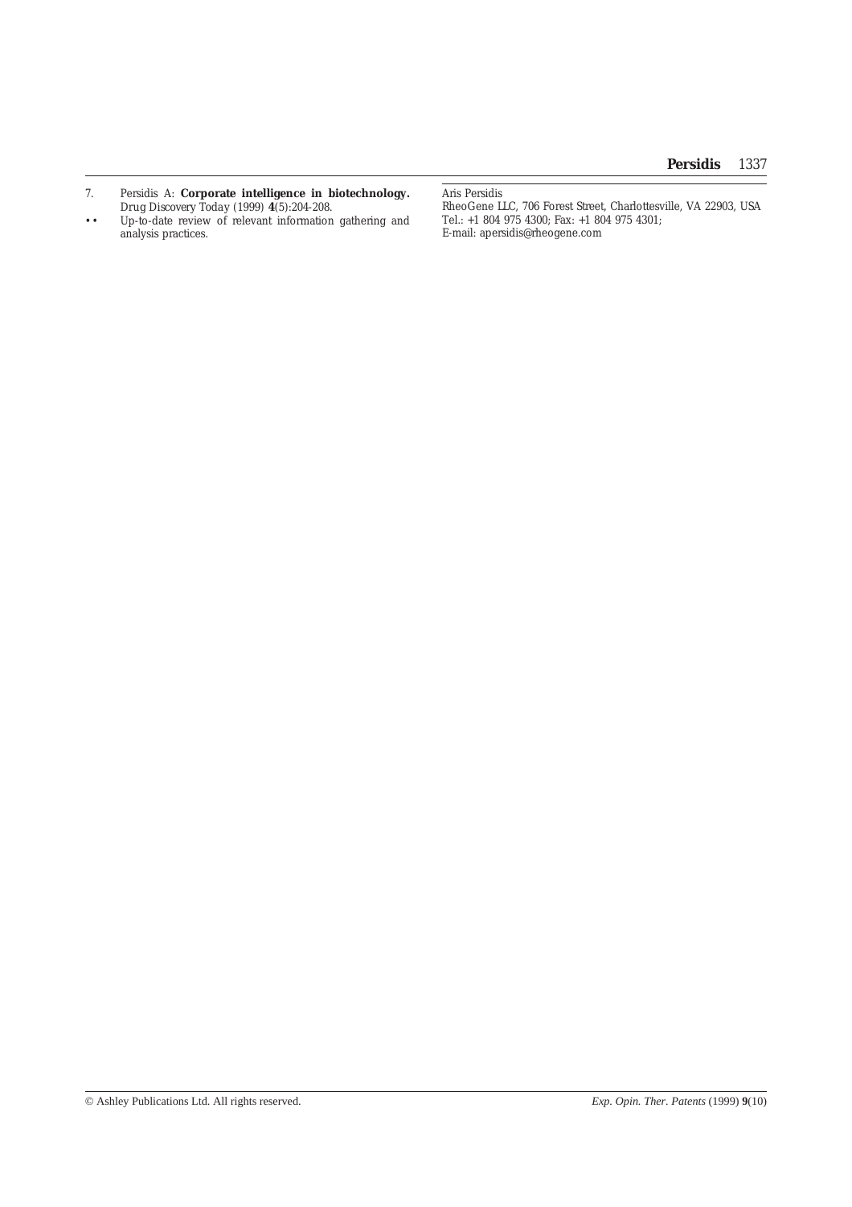7. Persidis A: **Corporate intelligence in biotechnology.** *Drug Discovery Today* (1999) **4**(5):204-208.

•• Up-to-date review of relevant information gathering and analysis practices.

Aris Persidis
RheoGene LLC, 706 Forest Street, Charlottesville, VA 22903, USA
Tel.: +1 804 975 4300; Fax: +1 804 975 4301;
E-mail: apersidis@rheogene.com